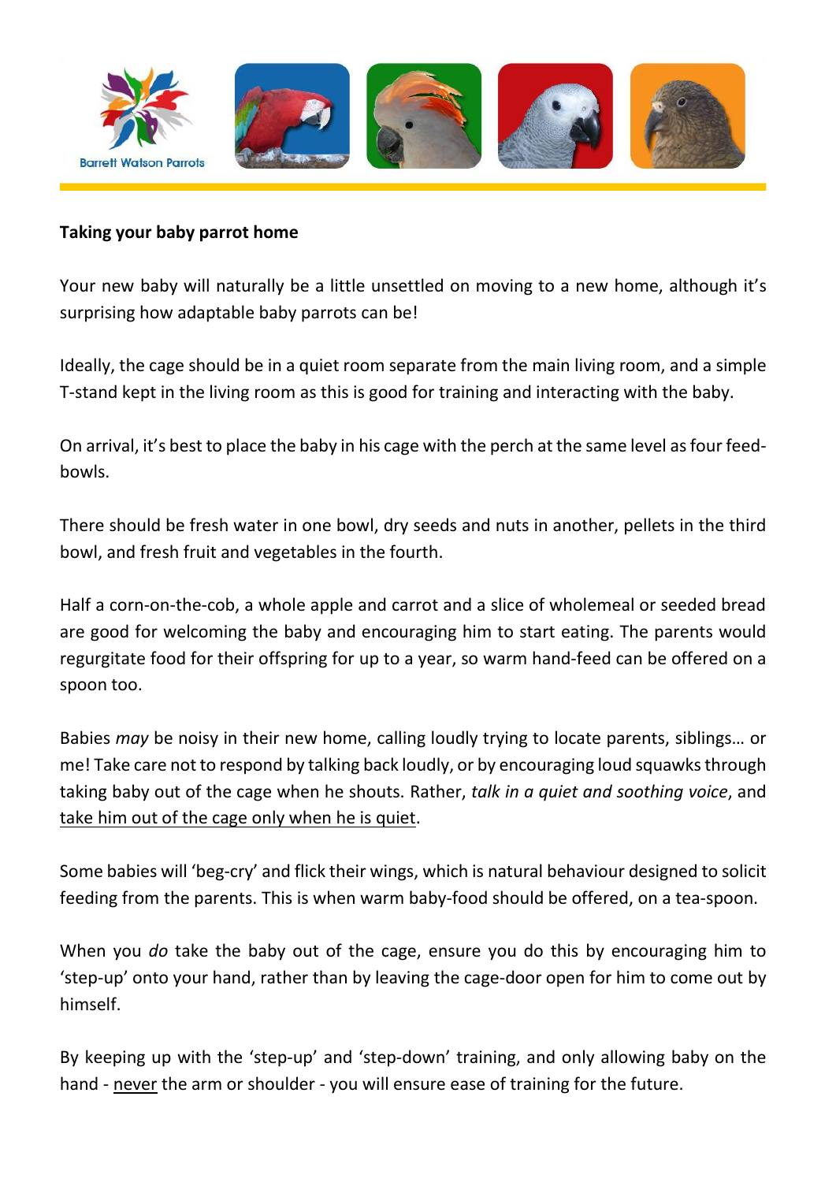Barrett Watson Parrots

**Taking your baby parrot home**

Your new baby will naturally be a little unsettled on moving to a new home, although it's surprising how adaptable baby parrots can be!

Ideally, the cage should be in a quiet room separate from the main living room, and a simple T-stand kept in the living room as this is good for training and interacting with the baby.

On arrival, it's best to place the baby in his cage with the perch at the same level as four feed-bowls.

There should be fresh water in one bowl, dry seeds and nuts in another, pellets in the third bowl, and fresh fruit and vegetables in the fourth.

Half a corn-on-the-cob, a whole apple and carrot and a slice of wholemeal or seeded bread are good for welcoming the baby and encouraging him to start eating. The parents would regurgitate food for their offspring for up to a year, so warm hand-feed can be offered on a spoon too.

Babies *may* be noisy in their new home, calling loudly trying to locate parents, siblings… or me! Take care not to respond by talking back loudly, or by encouraging loud squawks through taking baby out of the cage when he shouts. Rather, *talk in a quiet and soothing voice*, and <u>take him out of the cage only when he is quiet</u>.

Some babies will 'beg-cry' and flick their wings, which is natural behaviour designed to solicit feeding from the parents. This is when warm baby-food should be offered, on a tea-spoon.

When you *do* take the baby out of the cage, ensure you do this by encouraging him to 'step-up' onto your hand, rather than by leaving the cage-door open for him to come out by himself.

By keeping up with the 'step-up' and 'step-down' training, and only allowing baby on the hand - <u>never</u> the arm or shoulder - you will ensure ease of training for the future.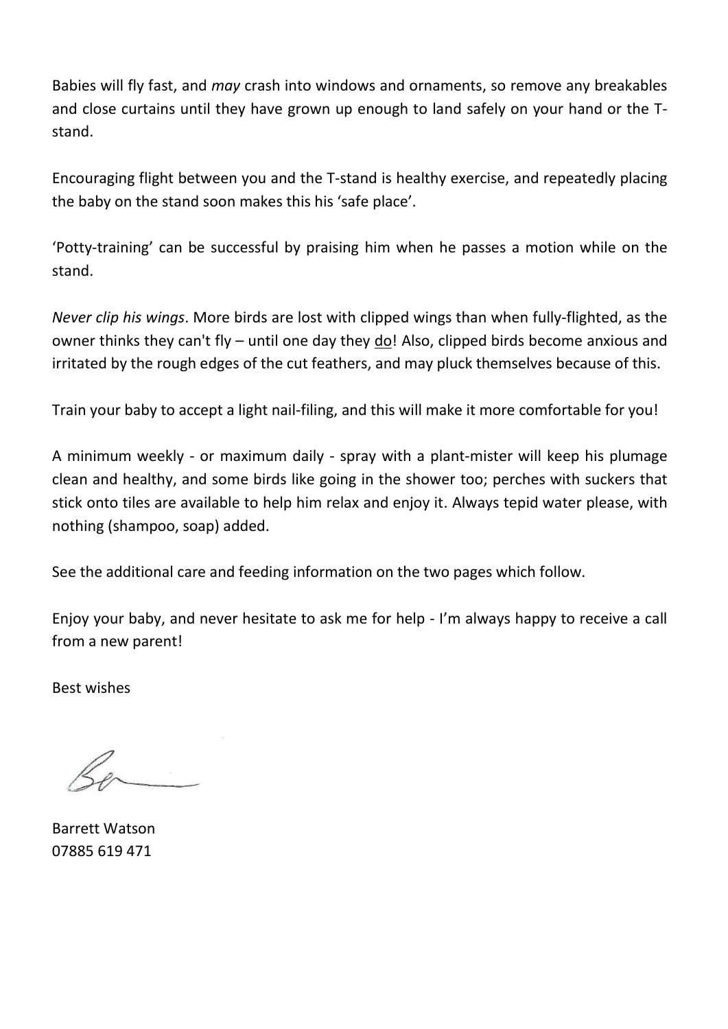Babies will fly fast, and *may* crash into windows and ornaments, so remove any breakables and close curtains until they have grown up enough to land safely on your hand or the T-stand.

Encouraging flight between you and the T-stand is healthy exercise, and repeatedly placing the baby on the stand soon makes this his 'safe place'.

'Potty-training' can be successful by praising him when he passes a motion while on the stand.

*Never clip his wings*. More birds are lost with clipped wings than when fully-flighted, as the owner thinks they can't fly – until one day they <u>do</u>! Also, clipped birds become anxious and irritated by the rough edges of the cut feathers, and may pluck themselves because of this.

Train your baby to accept a light nail-filing, and this will make it more comfortable for you!

A minimum weekly - or maximum daily - spray with a plant-mister will keep his plumage clean and healthy, and some birds like going in the shower too; perches with suckers that stick onto tiles are available to help him relax and enjoy it. Always tepid water please, with nothing (shampoo, soap) added.

See the additional care and feeding information on the two pages which follow.

Enjoy your baby, and never hesitate to ask me for help - I'm always happy to receive a call from a new parent!

Best wishes

Barrett Watson
07885 619 471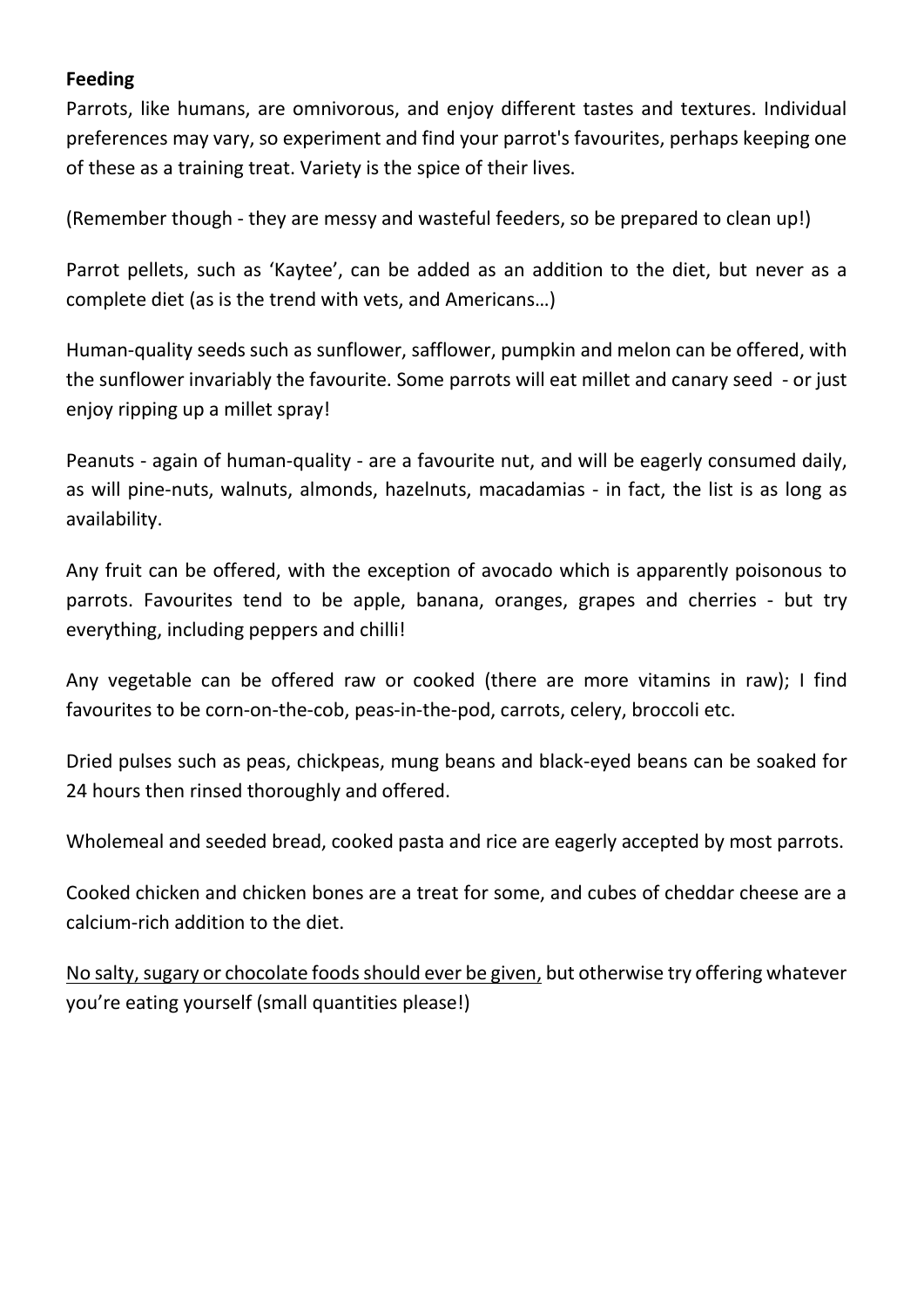**Feeding**

Parrots, like humans, are omnivorous, and enjoy different tastes and textures. Individual preferences may vary, so experiment and find your parrot's favourites, perhaps keeping one of these as a training treat. Variety is the spice of their lives.

(Remember though - they are messy and wasteful feeders, so be prepared to clean up!)

Parrot pellets, such as 'Kaytee', can be added as an addition to the diet, but never as a complete diet (as is the trend with vets, and Americans…)

Human-quality seeds such as sunflower, safflower, pumpkin and melon can be offered, with the sunflower invariably the favourite. Some parrots will eat millet and canary seed - or just enjoy ripping up a millet spray!

Peanuts - again of human-quality - are a favourite nut, and will be eagerly consumed daily, as will pine-nuts, walnuts, almonds, hazelnuts, macadamias - in fact, the list is as long as availability.

Any fruit can be offered, with the exception of avocado which is apparently poisonous to parrots. Favourites tend to be apple, banana, oranges, grapes and cherries - but try everything, including peppers and chilli!

Any vegetable can be offered raw or cooked (there are more vitamins in raw); I find favourites to be corn-on-the-cob, peas-in-the-pod, carrots, celery, broccoli etc.

Dried pulses such as peas, chickpeas, mung beans and black-eyed beans can be soaked for 24 hours then rinsed thoroughly and offered.

Wholemeal and seeded bread, cooked pasta and rice are eagerly accepted by most parrots.

Cooked chicken and chicken bones are a treat for some, and cubes of cheddar cheese are a calcium-rich addition to the diet.

<u>No salty, sugary or chocolate foods should ever be given,</u> but otherwise try offering whatever you're eating yourself (small quantities please!)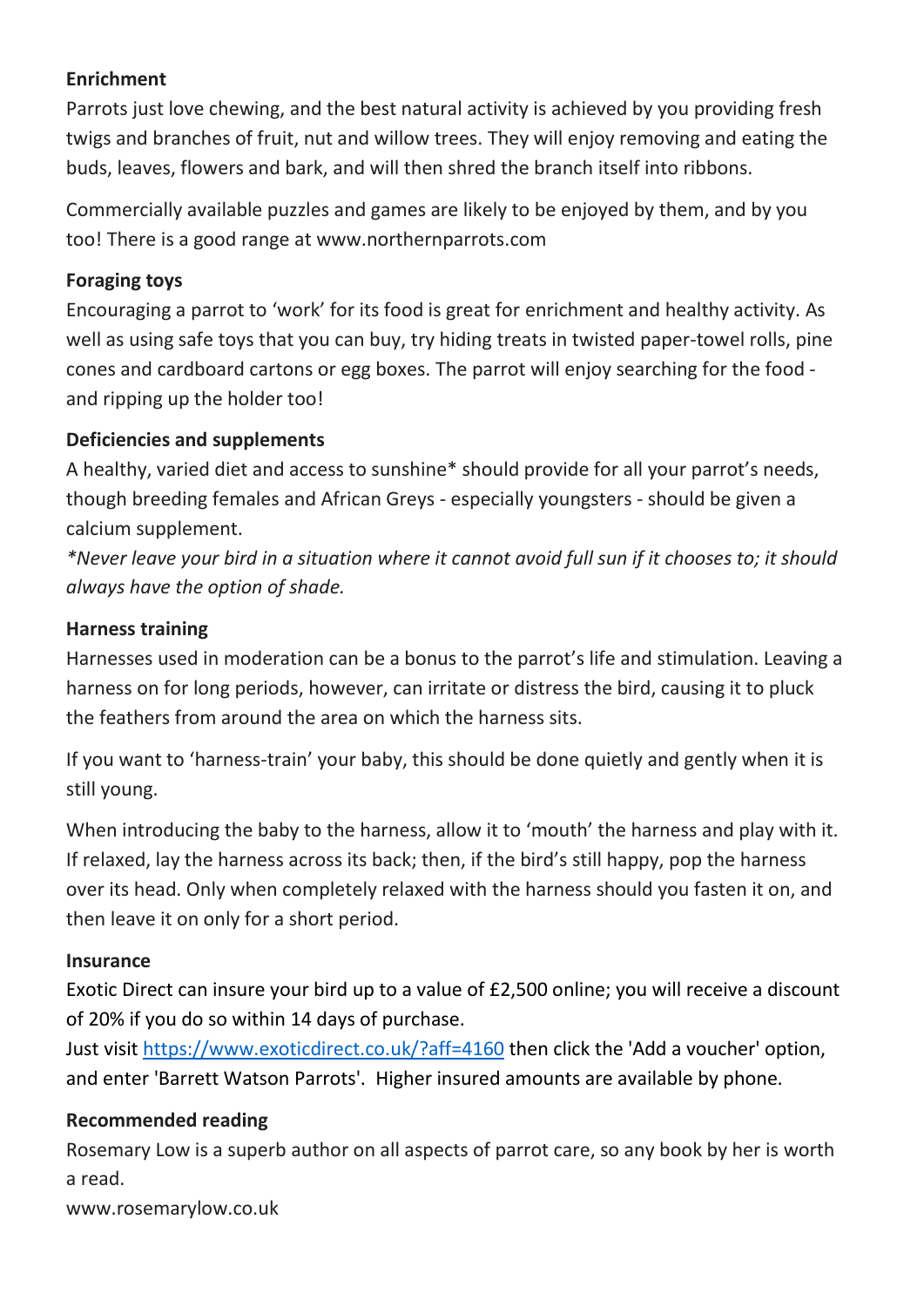**Enrichment**

Parrots just love chewing, and the best natural activity is achieved by you providing fresh twigs and branches of fruit, nut and willow trees. They will enjoy removing and eating the buds, leaves, flowers and bark, and will then shred the branch itself into ribbons.

Commercially available puzzles and games are likely to be enjoyed by them, and by you too! There is a good range at www.northernparrots.com

**Foraging toys**

Encouraging a parrot to 'work' for its food is great for enrichment and healthy activity. As well as using safe toys that you can buy, try hiding treats in twisted paper-towel rolls, pine cones and cardboard cartons or egg boxes. The parrot will enjoy searching for the food - and ripping up the holder too!

**Deficiencies and supplements**

A healthy, varied diet and access to sunshine* should provide for all your parrot's needs, though breeding females and African Greys - especially youngsters - should be given a calcium supplement.

*\*Never leave your bird in a situation where it cannot avoid full sun if it chooses to; it should always have the option of shade.*

**Harness training**

Harnesses used in moderation can be a bonus to the parrot's life and stimulation. Leaving a harness on for long periods, however, can irritate or distress the bird, causing it to pluck the feathers from around the area on which the harness sits.

If you want to 'harness-train' your baby, this should be done quietly and gently when it is still young.

When introducing the baby to the harness, allow it to 'mouth' the harness and play with it. If relaxed, lay the harness across its back; then, if the bird's still happy, pop the harness over its head. Only when completely relaxed with the harness should you fasten it on, and then leave it on only for a short period.

**Insurance**

Exotic Direct can insure your bird up to a value of £2,500 online; you will receive a discount of 20% if you do so within 14 days of purchase.
Just visit [https://www.exoticdirect.co.uk/?aff=4160](https://www.exoticdirect.co.uk/?aff=4160) then click the 'Add a voucher' option, and enter 'Barrett Watson Parrots'. Higher insured amounts are available by phone.

**Recommended reading**

Rosemary Low is a superb author on all aspects of parrot care, so any book by her is worth a read.
www.rosemarylow.co.uk